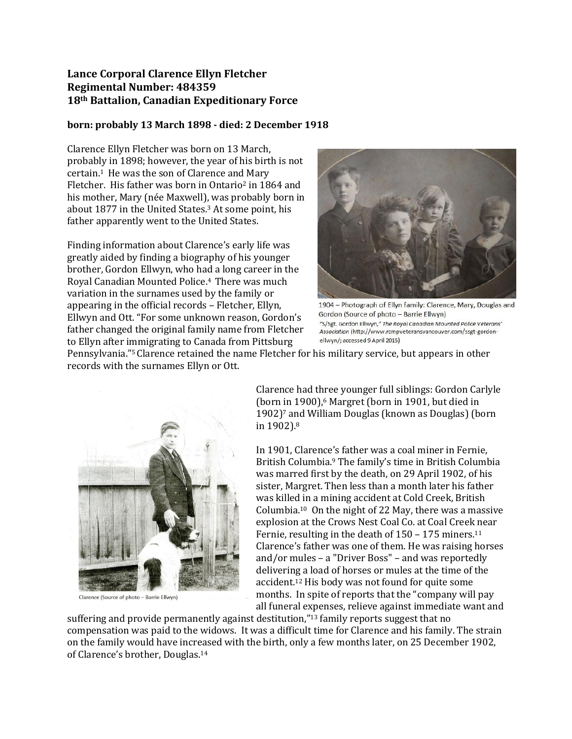**Lance Corporal Clarence Ellyn Fletcher**
**Regimental Number: 484359**
**18th Battalion, Canadian Expeditionary Force**

**born: probably 13 March 1898 - died: 2 December 1918**

Clarence Ellyn Fletcher was born on 13 March, probably in 1898; however, the year of his birth is not certain.[1] He was the son of Clarence and Mary Fletcher. His father was born in Ontario[2] in 1864 and his mother, Mary (née Maxwell), was probably born in about 1877 in the United States.[3] At some point, his father apparently went to the United States.

1904 – Photograph of Ellyn family: Clarence, Mary, Douglas and Gordon (Source of photo – Barrie Ellwyn)

Finding information about Clarence's early life was greatly aided by finding a biography of his younger brother, Gordon Ellwyn, who had a long career in the Royal Canadian Mounted Police.[4] There was much variation in the surnames used by the family or appearing in the official records – Fletcher, Ellyn, Ellwyn and Ott. "For some unknown reason, Gordon's father changed the original family name from Fletcher to Ellyn after immigrating to Canada from Pittsburg Pennsylvania."[5] Clarence retained the name Fletcher for his military service, but appears in other records with the surnames Ellyn or Ott.

"S/Sgt. Gordon Ellwyn," *The Royal Canadian Mounted Police Veterans' Association* (http://www.rcmpveteransvancouver.com/ssgt-gordon-ellwyn/; accessed 9 April 2015)

Clarence had three younger full siblings: Gordon Carlyle (born in 1900),[6] Margret (born in 1901, but died in 1902)[7] and William Douglas (known as Douglas) (born in 1902).[8]

Clarence (Source of photo – Barrie Ellwyn)

In 1901, Clarence's father was a coal miner in Fernie, British Columbia.[9] The family's time in British Columbia was marred first by the death, on 29 April 1902, of his sister, Margret. Then less than a month later his father was killed in a mining accident at Cold Creek, British Columbia.[10] On the night of 22 May, there was a massive explosion at the Crows Nest Coal Co. at Coal Creek near Fernie, resulting in the death of 150 – 175 miners.[11] Clarence's father was one of them. He was raising horses and/or mules – a "Driver Boss" – and was reportedly delivering a load of horses or mules at the time of the accident.[12] His body was not found for quite some months. In spite of reports that the "company will pay all funeral expenses, relieve against immediate want and suffering and provide permanently against destitution,"[13] family reports suggest that no compensation was paid to the widows. It was a difficult time for Clarence and his family. The strain on the family would have increased with the birth, only a few months later, on 25 December 1902, of Clarence's brother, Douglas.[14]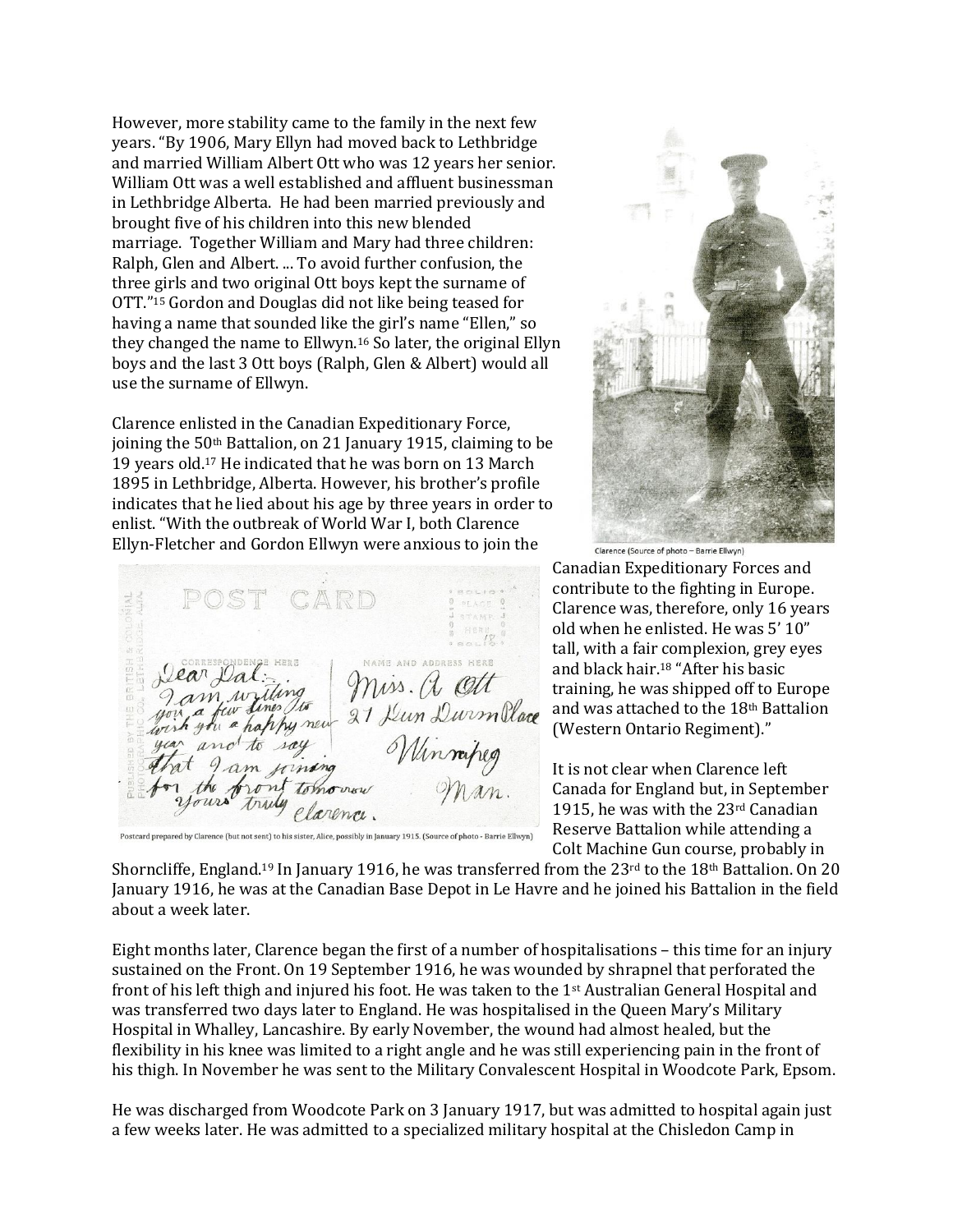However, more stability came to the family in the next few years. "By 1906, Mary Ellyn had moved back to Lethbridge and married William Albert Ott who was 12 years her senior. William Ott was a well established and affluent businessman in Lethbridge Alberta. He had been married previously and brought five of his children into this new blended marriage. Together William and Mary had three children: Ralph, Glen and Albert. ... To avoid further confusion, the three girls and two original Ott boys kept the surname of OTT."[15] Gordon and Douglas did not like being teased for having a name that sounded like the girl's name "Ellen," so they changed the name to Ellwyn.[16] So later, the original Ellyn boys and the last 3 Ott boys (Ralph, Glen & Albert) would all use the surname of Ellwyn.

Clarence (Source of photo – Barrie Ellwyn)

Clarence enlisted in the Canadian Expeditionary Force, joining the 50th Battalion, on 21 January 1915, claiming to be 19 years old.[17] He indicated that he was born on 13 March 1895 in Lethbridge, Alberta. However, his brother's profile indicates that he lied about his age by three years in order to enlist. "With the outbreak of World War I, both Clarence Ellyn-Fletcher and Gordon Ellwyn were anxious to join the Canadian Expeditionary Forces and contribute to the fighting in Europe. Clarence was, therefore, only 16 years old when he enlisted. He was 5' 10" tall, with a fair complexion, grey eyes and black hair.[18] "After his basic training, he was shipped off to Europe and was attached to the 18th Battalion (Western Ontario Regiment)."

POST CARD

Dear Dal: I am writing you a few lines to wish you a happy new year and to say that I am joining for the front tomorrow yours truly Clarence.

Miss. A Ott
21 Dun Durm Place
Winnipeg
Man.

Postcard prepared by Clarence (but not sent) to his sister, Alice, possibly in January 1915. (Source of photo - Barrie Ellwyn)

It is not clear when Clarence left Canada for England but, in September 1915, he was with the 23rd Canadian Reserve Battalion while attending a Colt Machine Gun course, probably in Shorncliffe, England.[19] In January 1916, he was transferred from the 23rd to the 18th Battalion. On 20 January 1916, he was at the Canadian Base Depot in Le Havre and he joined his Battalion in the field about a week later.

Eight months later, Clarence began the first of a number of hospitalisations – this time for an injury sustained on the Front. On 19 September 1916, he was wounded by shrapnel that perforated the front of his left thigh and injured his foot. He was taken to the 1st Australian General Hospital and was transferred two days later to England. He was hospitalised in the Queen Mary's Military Hospital in Whalley, Lancashire. By early November, the wound had almost healed, but the flexibility in his knee was limited to a right angle and he was still experiencing pain in the front of his thigh. In November he was sent to the Military Convalescent Hospital in Woodcote Park, Epsom.

He was discharged from Woodcote Park on 3 January 1917, but was admitted to hospital again just a few weeks later. He was admitted to a specialized military hospital at the Chisledon Camp in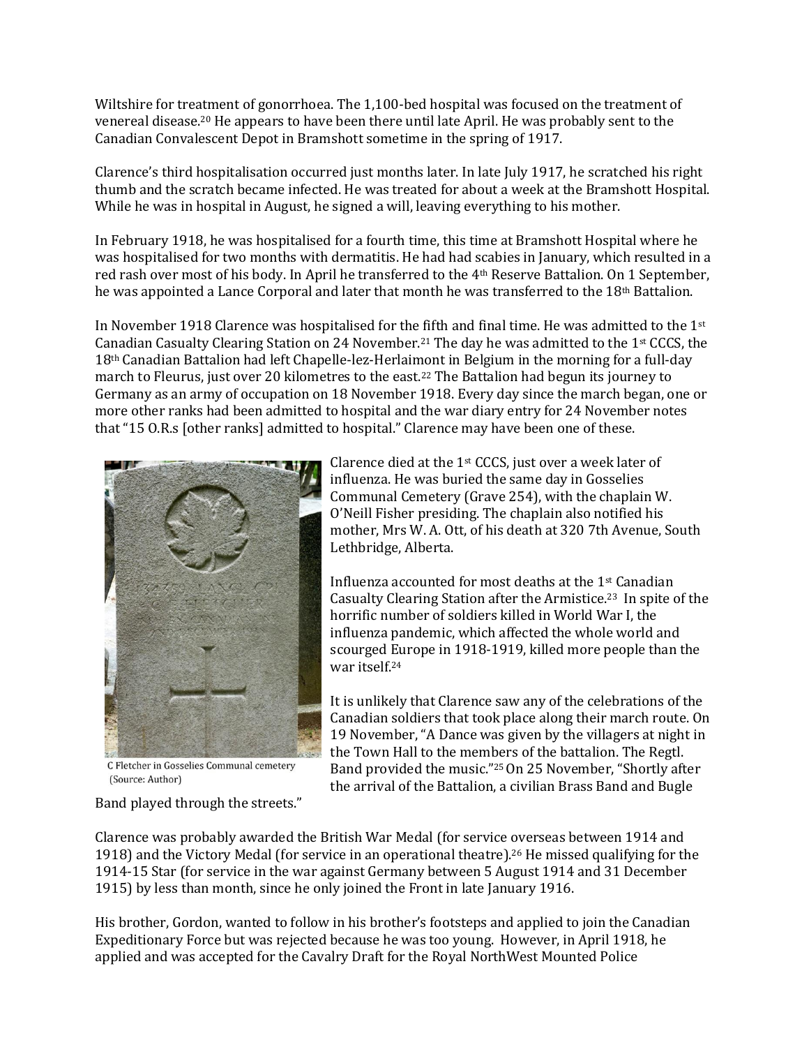Wiltshire for treatment of gonorrhoea. The 1,100-bed hospital was focused on the treatment of venereal disease.[20] He appears to have been there until late April. He was probably sent to the Canadian Convalescent Depot in Bramshott sometime in the spring of 1917.

Clarence's third hospitalisation occurred just months later. In late July 1917, he scratched his right thumb and the scratch became infected. He was treated for about a week at the Bramshott Hospital. While he was in hospital in August, he signed a will, leaving everything to his mother.

In February 1918, he was hospitalised for a fourth time, this time at Bramshott Hospital where he was hospitalised for two months with dermatitis. He had had scabies in January, which resulted in a red rash over most of his body. In April he transferred to the 4th Reserve Battalion. On 1 September, he was appointed a Lance Corporal and later that month he was transferred to the 18th Battalion.

In November 1918 Clarence was hospitalised for the fifth and final time. He was admitted to the 1st Canadian Casualty Clearing Station on 24 November.[21] The day he was admitted to the 1st CCCS, the 18th Canadian Battalion had left Chapelle-lez-Herlaimont in Belgium in the morning for a full-day march to Fleurus, just over 20 kilometres to the east.[22] The Battalion had begun its journey to Germany as an army of occupation on 18 November 1918. Every day since the march began, one or more other ranks had been admitted to hospital and the war diary entry for 24 November notes that "15 O.R.s [other ranks] admitted to hospital." Clarence may have been one of these.

C Fletcher in Gosselies Communal cemetery (Source: Author)

Clarence died at the 1st CCCS, just over a week later of influenza. He was buried the same day in Gosselies Communal Cemetery (Grave 254), with the chaplain W. O'Neill Fisher presiding. The chaplain also notified his mother, Mrs W. A. Ott, of his death at 320 7th Avenue, South Lethbridge, Alberta.

Influenza accounted for most deaths at the 1st Canadian Casualty Clearing Station after the Armistice.[23] In spite of the horrific number of soldiers killed in World War I, the influenza pandemic, which affected the whole world and scourged Europe in 1918-1919, killed more people than the war itself.[24]

It is unlikely that Clarence saw any of the celebrations of the Canadian soldiers that took place along their march route. On 19 November, "A Dance was given by the villagers at night in the Town Hall to the members of the battalion. The Regtl. Band provided the music."[25] On 25 November, "Shortly after the arrival of the Battalion, a civilian Brass Band and Bugle Band played through the streets."

Clarence was probably awarded the British War Medal (for service overseas between 1914 and 1918) and the Victory Medal (for service in an operational theatre).[26] He missed qualifying for the 1914-15 Star (for service in the war against Germany between 5 August 1914 and 31 December 1915) by less than month, since he only joined the Front in late January 1916.

His brother, Gordon, wanted to follow in his brother's footsteps and applied to join the Canadian Expeditionary Force but was rejected because he was too young. However, in April 1918, he applied and was accepted for the Cavalry Draft for the Royal NorthWest Mounted Police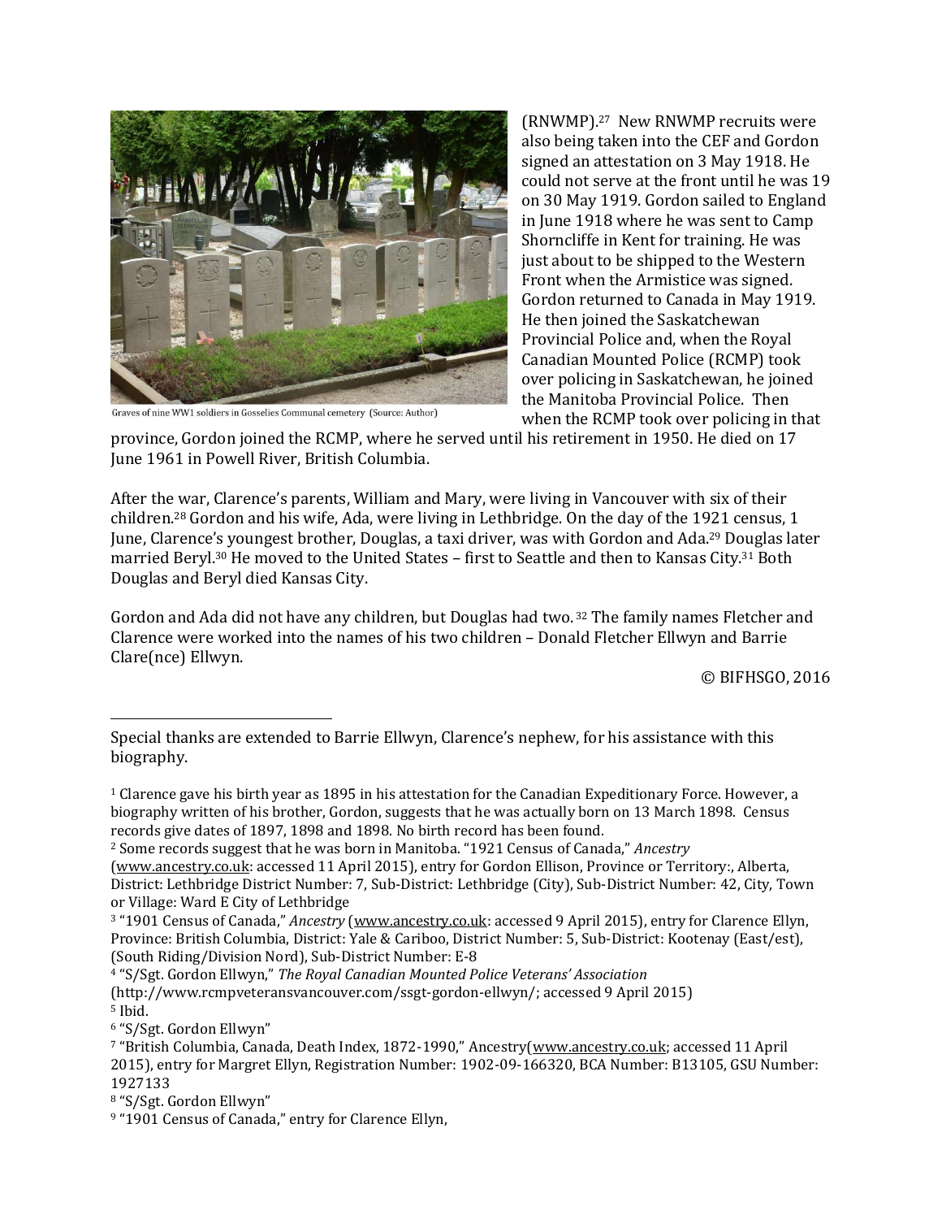Graves of nine WW1 soldiers in Gosselies Communal cemetery (Source: Author)

(RNWMP).[27] New RNWMP recruits were also being taken into the CEF and Gordon signed an attestation on 3 May 1918. He could not serve at the front until he was 19 on 30 May 1919. Gordon sailed to England in June 1918 where he was sent to Camp Shorncliffe in Kent for training. He was just about to be shipped to the Western Front when the Armistice was signed. Gordon returned to Canada in May 1919. He then joined the Saskatchewan Provincial Police and, when the Royal Canadian Mounted Police (RCMP) took over policing in Saskatchewan, he joined the Manitoba Provincial Police. Then when the RCMP took over policing in that province, Gordon joined the RCMP, where he served until his retirement in 1950. He died on 17 June 1961 in Powell River, British Columbia.

After the war, Clarence's parents, William and Mary, were living in Vancouver with six of their children.[28] Gordon and his wife, Ada, were living in Lethbridge. On the day of the 1921 census, 1 June, Clarence's youngest brother, Douglas, a taxi driver, was with Gordon and Ada.[29] Douglas later married Beryl.[30] He moved to the United States – first to Seattle and then to Kansas City.[31] Both Douglas and Beryl died Kansas City.

Gordon and Ada did not have any children, but Douglas had two.[32] The family names Fletcher and Clarence were worked into the names of his two children – Donald Fletcher Ellwyn and Barrie Clare(nce) Ellwyn.

© BIFHSGO, 2016

---

Special thanks are extended to Barrie Ellwyn, Clarence's nephew, for his assistance with this biography.

[1] Clarence gave his birth year as 1895 in his attestation for the Canadian Expeditionary Force. However, a biography written of his brother, Gordon, suggests that he was actually born on 13 March 1898. Census records give dates of 1897, 1898 and 1898. No birth record has been found.

[2] Some records suggest that he was born in Manitoba. "1921 Census of Canada," *Ancestry* (www.ancestry.co.uk: accessed 11 April 2015), entry for Gordon Ellison, Province or Territory:, Alberta, District: Lethbridge District Number: 7, Sub-District: Lethbridge (City), Sub-District Number: 42, City, Town or Village: Ward E City of Lethbridge

[3] "1901 Census of Canada," *Ancestry* (www.ancestry.co.uk: accessed 9 April 2015), entry for Clarence Ellyn, Province: British Columbia, District: Yale & Cariboo, District Number: 5, Sub-District: Kootenay (East/est), (South Riding/Division Nord), Sub-District Number: E-8

[4] "S/Sgt. Gordon Ellwyn," *The Royal Canadian Mounted Police Veterans' Association* (http://www.rcmpveteransvancouver.com/ssgt-gordon-ellwyn/; accessed 9 April 2015)

[5] Ibid.

[6] "S/Sgt. Gordon Ellwyn"

[7] "British Columbia, Canada, Death Index, 1872-1990," Ancestry(www.ancestry.co.uk; accessed 11 April 2015), entry for Margret Ellyn, Registration Number: 1902-09-166320, BCA Number: B13105, GSU Number: 1927133

[8] "S/Sgt. Gordon Ellwyn"

[9] "1901 Census of Canada," entry for Clarence Ellyn,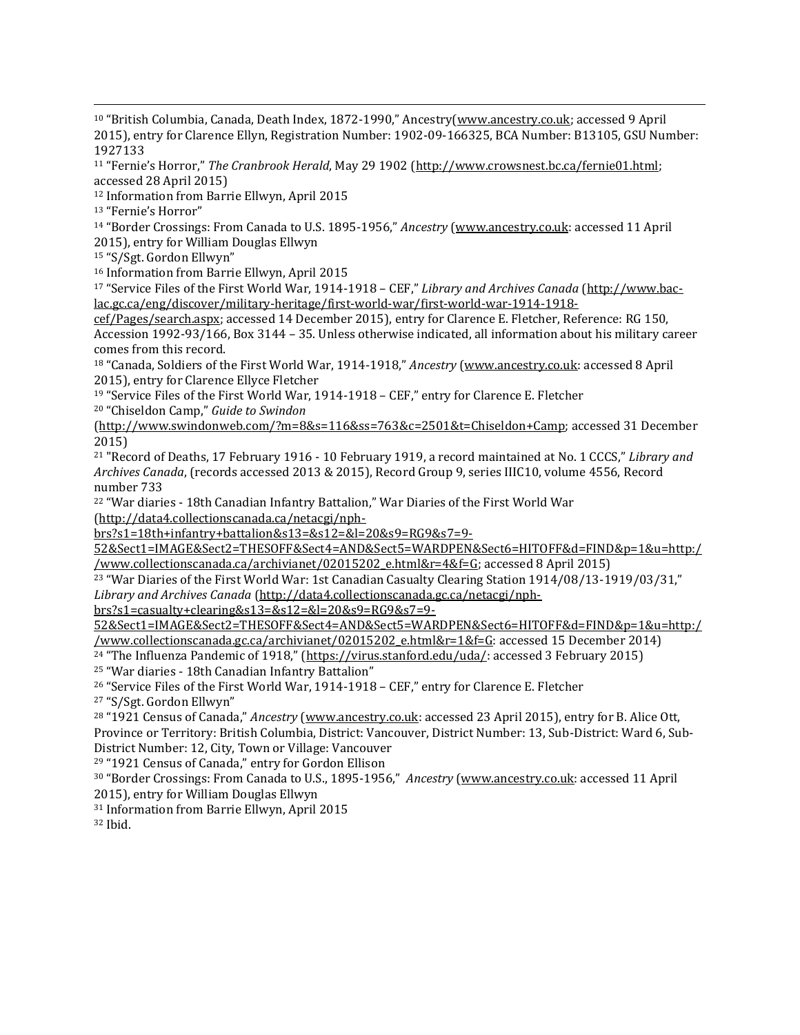[10] "British Columbia, Canada, Death Index, 1872-1990," Ancestry(www.ancestry.co.uk; accessed 9 April 2015), entry for Clarence Ellyn, Registration Number: 1902-09-166325, BCA Number: B13105, GSU Number: 1927133

[11] "Fernie's Horror," *The Cranbrook Herald*, May 29 1902 (http://www.crowsnest.bc.ca/fernie01.html; accessed 28 April 2015)

[12] Information from Barrie Ellwyn, April 2015

[13] "Fernie's Horror"

[14] "Border Crossings: From Canada to U.S. 1895-1956," *Ancestry* (www.ancestry.co.uk: accessed 11 April 2015), entry for William Douglas Ellwyn

[15] "S/Sgt. Gordon Ellwyn"

[16] Information from Barrie Ellwyn, April 2015

[17] "Service Files of the First World War, 1914-1918 – CEF," *Library and Archives Canada* (http://www.bac-lac.gc.ca/eng/discover/military-heritage/first-world-war/first-world-war-1914-1918-cef/Pages/search.aspx; accessed 14 December 2015), entry for Clarence E. Fletcher, Reference: RG 150, Accession 1992-93/166, Box 3144 – 35. Unless otherwise indicated, all information about his military career comes from this record.

[18] "Canada, Soldiers of the First World War, 1914-1918," *Ancestry* (www.ancestry.co.uk: accessed 8 April 2015), entry for Clarence Ellyce Fletcher

[19] "Service Files of the First World War, 1914-1918 – CEF," entry for Clarence E. Fletcher

[20] "Chiseldon Camp," *Guide to Swindon* (http://www.swindonweb.com/?m=8&s=116&ss=763&c=2501&t=Chiseldon+Camp; accessed 31 December 2015)

[21] "Record of Deaths, 17 February 1916 - 10 February 1919, a record maintained at No. 1 CCCS," *Library and Archives Canada*, (records accessed 2013 & 2015), Record Group 9, series IIIC10, volume 4556, Record number 733

[22] "War diaries - 18th Canadian Infantry Battalion," War Diaries of the First World War (http://data4.collectionscanada.ca/netacgi/nph-brs?s1=18th+infantry+battalion&s13=&s12=&l=20&s9=RG9&s7=9-52&Sect1=IMAGE&Sect2=THESOFF&Sect4=AND&Sect5=WARDPEN&Sect6=HITOFF&d=FIND&p=1&u=http://www.collectionscanada.ca/archivianet/02015202_e.html&r=4&f=G; accessed 8 April 2015)

[23] "War Diaries of the First World War: 1st Canadian Casualty Clearing Station 1914/08/13-1919/03/31," *Library and Archives Canada* (http://data4.collectionscanada.gc.ca/netacgi/nph-brs?s1=casualty+clearing&s13=&s12=&l=20&s9=RG9&s7=9-52&Sect1=IMAGE&Sect2=THESOFF&Sect4=AND&Sect5=WARDPEN&Sect6=HITOFF&d=FIND&p=1&u=http://www.collectionscanada.gc.ca/archivianet/02015202_e.html&r=1&f=G: accessed 15 December 2014)

[24] "The Influenza Pandemic of 1918," (https://virus.stanford.edu/uda/: accessed 3 February 2015)

[25] "War diaries - 18th Canadian Infantry Battalion"

[26] "Service Files of the First World War, 1914-1918 – CEF," entry for Clarence E. Fletcher

[27] "S/Sgt. Gordon Ellwyn"

[28] "1921 Census of Canada," *Ancestry* (www.ancestry.co.uk: accessed 23 April 2015), entry for B. Alice Ott, Province or Territory: British Columbia, District: Vancouver, District Number: 13, Sub-District: Ward 6, Sub-District Number: 12, City, Town or Village: Vancouver

[29] "1921 Census of Canada," entry for Gordon Ellison

[30] "Border Crossings: From Canada to U.S., 1895-1956," *Ancestry* (www.ancestry.co.uk: accessed 11 April 2015), entry for William Douglas Ellwyn

[31] Information from Barrie Ellwyn, April 2015

[32] Ibid.